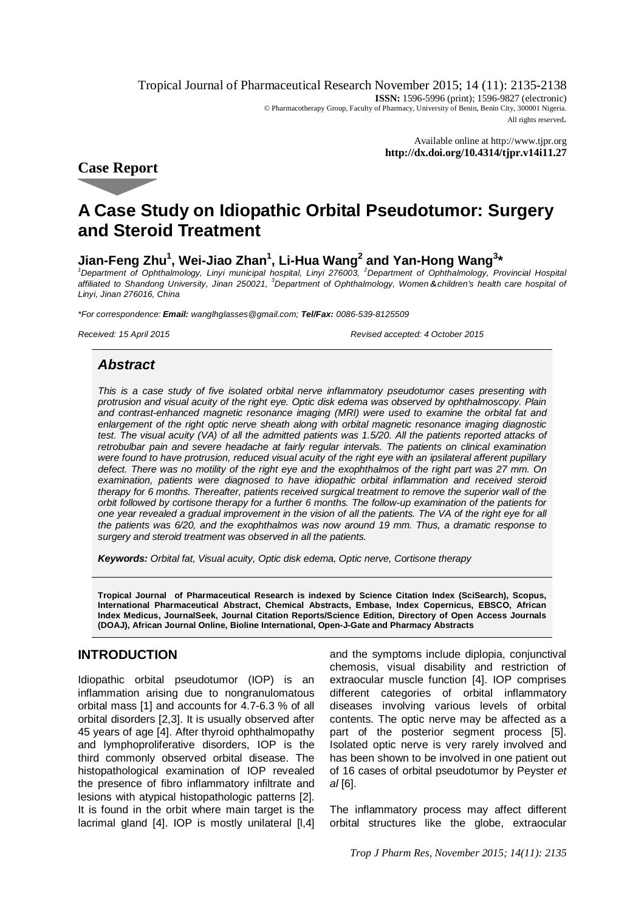Tropical Journal of Pharmaceutical Research November 2015; 14 (11): 2135-2138
**ISSN:** 1596-5996 (print); 1596-9827 (electronic)
© Pharmacotherapy Group, Faculty of Pharmacy, University of Benin, Benin City, 300001 Nigeria.
All rights reserved.

Available online at http://www.tjpr.org
**http://dx.doi.org/10.4314/tjpr.v14i11.27**

## Case Report

# A Case Study on Idiopathic Orbital Pseudotumor: Surgery and Steroid Treatment

**Jian-Feng Zhu[1], Wei-Jiao Zhan[1], Li-Hua Wang[2] and Yan-Hong Wang[3]***

*[1]Department of Ophthalmology, Linyi municipal hospital, Linyi 276003, [2]Department of Ophthalmology, Provincial Hospital affiliated to Shandong University, Jinan 250021, [3]Department of Ophthalmology, Women&children's health care hospital of Linyi, Jinan 276016, China*

*\*For correspondence: **Email:** wanglhglasses@gmail.com; **Tel/Fax:** 0086-539-8125509*

*Received: 15 April 2015* *Revised accepted: 4 October 2015*

### *Abstract*

*This is a case study of five isolated orbital nerve inflammatory pseudotumor cases presenting with protrusion and visual acuity of the right eye. Optic disk edema was observed by ophthalmoscopy. Plain and contrast-enhanced magnetic resonance imaging (MRI) were used to examine the orbital fat and enlargement of the right optic nerve sheath along with orbital magnetic resonance imaging diagnostic test. The visual acuity (VA) of all the admitted patients was 1.5/20. All the patients reported attacks of retrobulbar pain and severe headache at fairly regular intervals. The patients on clinical examination were found to have protrusion, reduced visual acuity of the right eye with an ipsilateral afferent pupillary defect. There was no motility of the right eye and the exophthalmos of the right part was 27 mm. On examination, patients were diagnosed to have idiopathic orbital inflammation and received steroid therapy for 6 months. Thereafter, patients received surgical treatment to remove the superior wall of the orbit followed by cortisone therapy for a further 6 months. The follow-up examination of the patients for one year revealed a gradual improvement in the vision of all the patients. The VA of the right eye for all the patients was 6/20, and the exophthalmos was now around 19 mm. Thus, a dramatic response to surgery and steroid treatment was observed in all the patients.*

***Keywords:** Orbital fat, Visual acuity, Optic disk edema, Optic nerve, Cortisone therapy*

**Tropical Journal of Pharmaceutical Research is indexed by Science Citation Index (SciSearch), Scopus, International Pharmaceutical Abstract, Chemical Abstracts, Embase, Index Copernicus, EBSCO, African Index Medicus, JournalSeek, Journal Citation Reports/Science Edition, Directory of Open Access Journals (DOAJ), African Journal Online, Bioline International, Open-J-Gate and Pharmacy Abstracts**

## INTRODUCTION

Idiopathic orbital pseudotumor (IOP) is an inflammation arising due to nongranulomatous orbital mass [1] and accounts for 4.7-6.3 % of all orbital disorders [2,3]. It is usually observed after 45 years of age [4]. After thyroid ophthalmopathy and lymphoproliferative disorders, IOP is the third commonly observed orbital disease. The histopathological examination of IOP revealed the presence of fibro inflammatory infiltrate and lesions with atypical histopathologic patterns [2]. It is found in the orbit where main target is the lacrimal gland [4]. IOP is mostly unilateral [l,4] and the symptoms include diplopia, conjunctival chemosis, visual disability and restriction of extraocular muscle function [4]. IOP comprises different categories of orbital inflammatory diseases involving various levels of orbital contents. The optic nerve may be affected as a part of the posterior segment process [5]. Isolated optic nerve is very rarely involved and has been shown to be involved in one patient out of 16 cases of orbital pseudotumor by Peyster *et al* [6].

The inflammatory process may affect different orbital structures like the globe, extraocular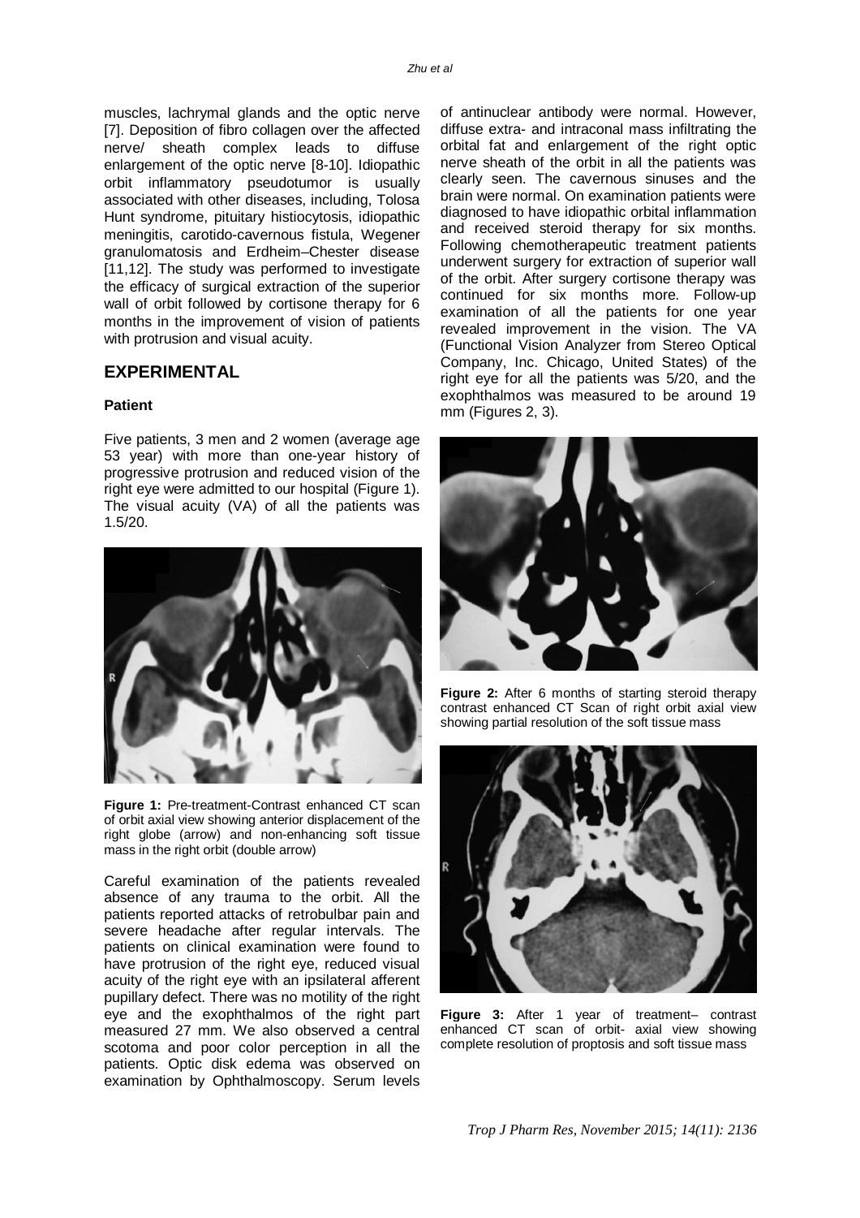muscles, lachrymal glands and the optic nerve [7]. Deposition of fibro collagen over the affected nerve/ sheath complex leads to diffuse enlargement of the optic nerve [8-10]. Idiopathic orbit inflammatory pseudotumor is usually associated with other diseases, including, Tolosa Hunt syndrome, pituitary histiocytosis, idiopathic meningitis, carotido-cavernous fistula, Wegener granulomatosis and Erdheim–Chester disease [11,12]. The study was performed to investigate the efficacy of surgical extraction of the superior wall of orbit followed by cortisone therapy for 6 months in the improvement of vision of patients with protrusion and visual acuity.

## EXPERIMENTAL

### Patient

Five patients, 3 men and 2 women (average age 53 year) with more than one-year history of progressive protrusion and reduced vision of the right eye were admitted to our hospital (Figure 1). The visual acuity (VA) of all the patients was 1.5/20.

**Figure 1:** Pre-treatment-Contrast enhanced CT scan of orbit axial view showing anterior displacement of the right globe (arrow) and non-enhancing soft tissue mass in the right orbit (double arrow)

Careful examination of the patients revealed absence of any trauma to the orbit. All the patients reported attacks of retrobulbar pain and severe headache after regular intervals. The patients on clinical examination were found to have protrusion of the right eye, reduced visual acuity of the right eye with an ipsilateral afferent pupillary defect. There was no motility of the right eye and the exophthalmos of the right part measured 27 mm. We also observed a central scotoma and poor color perception in all the patients. Optic disk edema was observed on examination by Ophthalmoscopy. Serum levels of antinuclear antibody were normal. However, diffuse extra- and intraconal mass infiltrating the orbital fat and enlargement of the right optic nerve sheath of the orbit in all the patients was clearly seen. The cavernous sinuses and the brain were normal. On examination patients were diagnosed to have idiopathic orbital inflammation and received steroid therapy for six months. Following chemotherapeutic treatment patients underwent surgery for extraction of superior wall of the orbit. After surgery cortisone therapy was continued for six months more. Follow-up examination of all the patients for one year revealed improvement in the vision. The VA (Functional Vision Analyzer from Stereo Optical Company, Inc. Chicago, United States) of the right eye for all the patients was 5/20, and the exophthalmos was measured to be around 19 mm (Figures 2, 3).

**Figure 2:** After 6 months of starting steroid therapy contrast enhanced CT Scan of right orbit axial view showing partial resolution of the soft tissue mass

**Figure 3:** After 1 year of treatment– contrast enhanced CT scan of orbit- axial view showing complete resolution of proptosis and soft tissue mass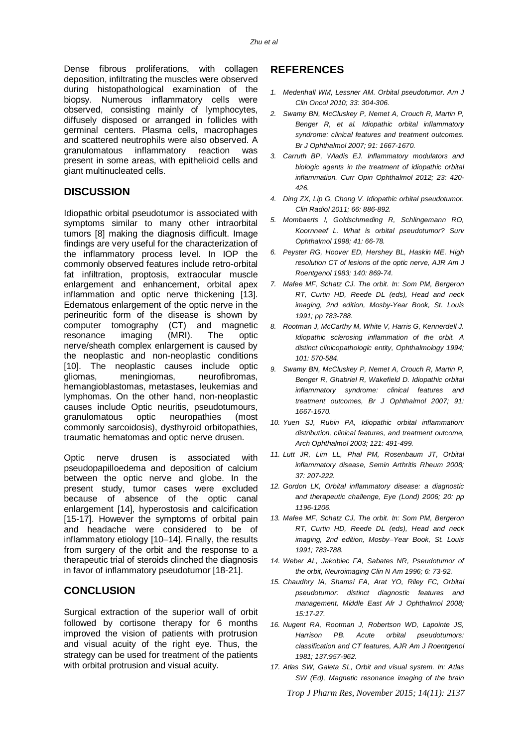Dense fibrous proliferations, with collagen deposition, infiltrating the muscles were observed during histopathological examination of the biopsy. Numerous inflammatory cells were observed, consisting mainly of lymphocytes, diffusely disposed or arranged in follicles with germinal centers. Plasma cells, macrophages and scattered neutrophils were also observed. A granulomatous inflammatory reaction was present in some areas, with epithelioid cells and giant multinucleated cells.

## DISCUSSION

Idiopathic orbital pseudotumor is associated with symptoms similar to many other intraorbital tumors [8] making the diagnosis difficult. Image findings are very useful for the characterization of the inflammatory process level. In IOP the commonly observed features include retro-orbital fat infiltration, proptosis, extraocular muscle enlargement and enhancement, orbital apex inflammation and optic nerve thickening [13]. Edematous enlargement of the optic nerve in the perineuritic form of the disease is shown by computer tomography (CT) and magnetic resonance imaging (MRI). The optic nerve/sheath complex enlargement is caused by the neoplastic and non-neoplastic conditions [10]. The neoplastic causes include optic gliomas, meningiomas, neurofibromas, hemangioblastomas, metastases, leukemias and lymphomas. On the other hand, non-neoplastic causes include Optic neuritis, pseudotumours, granulomatous optic neuropathies (most commonly sarcoidosis), dysthyroid orbitopathies, traumatic hematomas and optic nerve drusen.

Optic nerve drusen is associated with pseudopapilloedema and deposition of calcium between the optic nerve and globe. In the present study, tumor cases were excluded because of absence of the optic canal enlargement [14], hyperostosis and calcification [15-17]. However the symptoms of orbital pain and headache were considered to be of inflammatory etiology [10–14]. Finally, the results from surgery of the orbit and the response to a therapeutic trial of steroids clinched the diagnosis in favor of inflammatory pseudotumor [18-21].

## CONCLUSION

Surgical extraction of the superior wall of orbit followed by cortisone therapy for 6 months improved the vision of patients with protrusion and visual acuity of the right eye. Thus, the strategy can be used for treatment of the patients with orbital protrusion and visual acuity.

## REFERENCES

1. *Medenhall WM, Lessner AM. Orbital pseudotumor. Am J Clin Oncol 2010; 33: 304-306.*
2. *Swamy BN, McCluskey P, Nemet A, Crouch R, Martin P, Benger R, et al. Idiopathic orbital inflammatory syndrome: clinical features and treatment outcomes. Br J Ophthalmol 2007; 91: 1667-1670.*
3. *Carruth BP, Wladis EJ. Inflammatory modulators and biologic agents in the treatment of idiopathic orbital inflammation. Curr Opin Ophthalmol 2012; 23: 420-426.*
4. *Ding ZX, Lip G, Chong V. Idiopathic orbital pseudotumor. Clin Radiol 2011; 66: 886-892.*
5. *Mombaerts I, Goldschmeding R, Schlingemann RO, Koornneef L. What is orbital pseudotumor? Surv Ophthalmol 1998; 41: 66-78.*
6. *Peyster RG, Hoover ED, Hershey BL, Haskin ME. High resolution CT of lesions of the optic nerve, AJR Am J Roentgenol 1983; 140: 869-74.*
7. *Mafee MF, Schatz CJ. The orbit. In: Som PM, Bergeron RT, Curtin HD, Reede DL (eds), Head and neck imaging, 2nd edition, Mosby-Year Book, St. Louis 1991; pp 783-788.*
8. *Rootman J, McCarthy M, White V, Harris G, Kennerdell J. Idiopathic sclerosing inflammation of the orbit. A distinct clinicopathologic entity, Ophthalmology 1994; 101: 570-584.*
9. *Swamy BN, McCluskey P, Nemet A, Crouch R, Martin P, Benger R, Ghabriel R, Wakefield D. Idiopathic orbital inflammatory syndrome: clinical features and treatment outcomes, Br J Ophthalmol 2007; 91: 1667-1670.*
10. *Yuen SJ, Rubin PA, Idiopathic orbital inflammation: distribution, clinical features, and treatment outcome, Arch Ophthalmol 2003; 121: 491-499.*
11. *Lutt JR, Lim LL, Phal PM, Rosenbaum JT, Orbital inflammatory disease, Semin Arthritis Rheum 2008; 37: 207-222.*
12. *Gordon LK, Orbital inflammatory disease: a diagnostic and therapeutic challenge, Eye (Lond) 2006; 20: pp 1196-1206.*
13. *Mafee MF, Schatz CJ, The orbit. In: Som PM, Bergeron RT, Curtin HD, Reede DL (eds), Head and neck imaging, 2nd edition, Mosby–Year Book, St. Louis 1991; 783-788.*
14. *Weber AL, Jakobiec FA, Sabates NR, Pseudotumor of the orbit, Neuroimaging Clin N Am 1996; 6: 73-92.*
15. *Chaudhry IA, Shamsi FA, Arat YO, Riley FC, Orbital pseudotumor: distinct diagnostic features and management, Middle East Afr J Ophthalmol 2008; 15:17-27.*
16. *Nugent RA, Rootman J, Robertson WD, Lapointe JS, Harrison PB. Acute orbital pseudotumors: classification and CT features, AJR Am J Roentgenol 1981; 137:957-962.*
17. *Atlas SW, Galeta SL, Orbit and visual system. In: Atlas SW (Ed), Magnetic resonance imaging of the brain*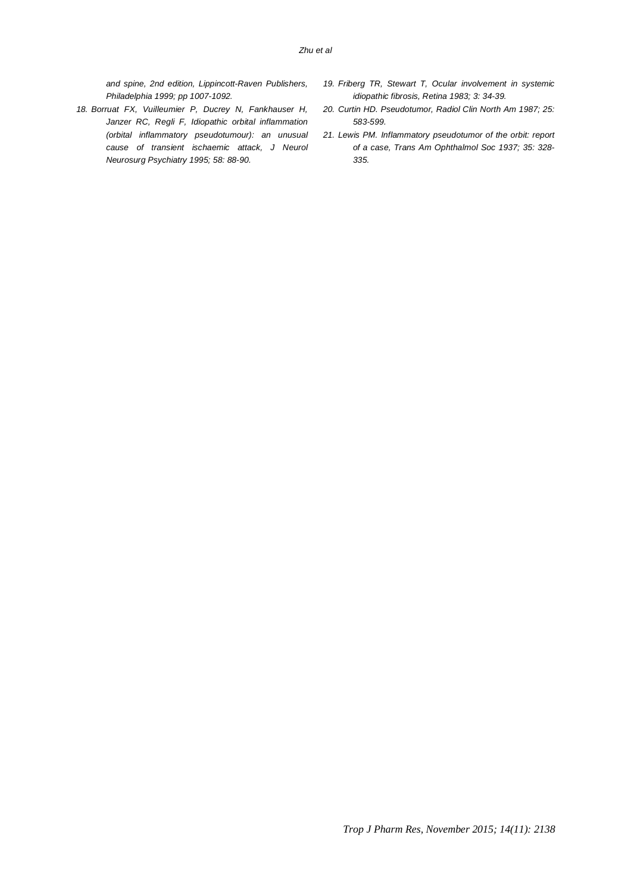*and spine, 2nd edition, Lippincott-Raven Publishers, Philadelphia 1999; pp 1007-1092.*

18. *Borruat FX, Vuilleumier P, Ducrey N, Fankhauser H, Janzer RC, Regli F, Idiopathic orbital inflammation (orbital inflammatory pseudotumour): an unusual cause of transient ischaemic attack, J Neurol Neurosurg Psychiatry 1995; 58: 88-90.*
19. *Friberg TR, Stewart T, Ocular involvement in systemic idiopathic fibrosis, Retina 1983; 3: 34-39.*
20. *Curtin HD. Pseudotumor, Radiol Clin North Am 1987; 25: 583-599.*
21. *Lewis PM. Inflammatory pseudotumor of the orbit: report of a case, Trans Am Ophthalmol Soc 1937; 35: 328-335.*